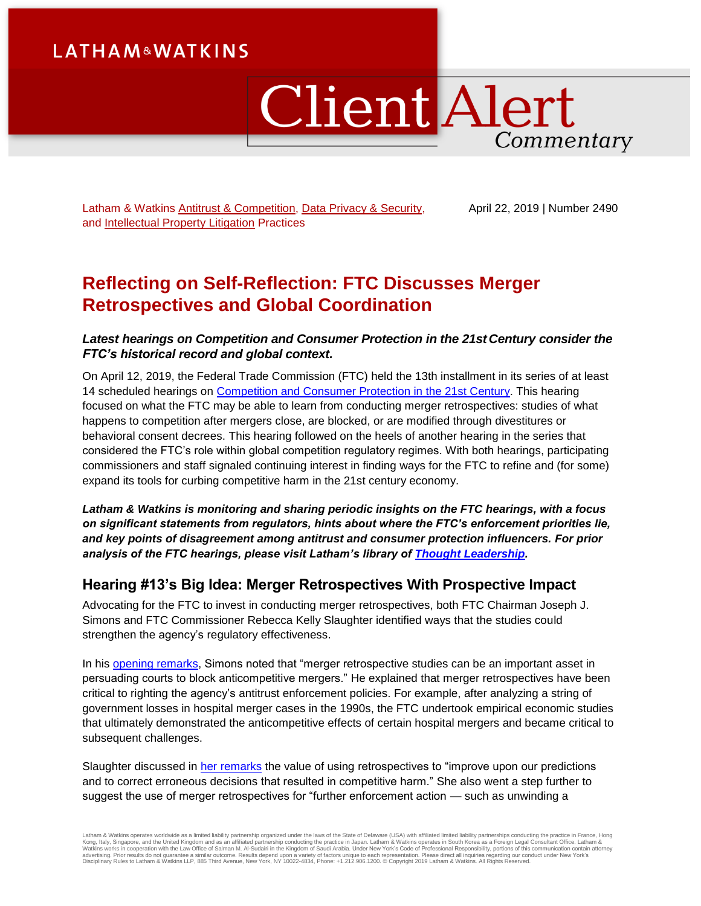Latham & Watkins Antitrust & Competition, Data Privacy & Security, and Intellectual Property Litigation Practices

April 22, 2019 | Number 2490

# Reflecting on Self-Reflection: FTC Discusses Merger Retrospectives and Global Coordination

***Latest hearings on Competition and Consumer Protection in the 21st Century consider the FTC's historical record and global context.***

On April 12, 2019, the Federal Trade Commission (FTC) held the 13th installment in its series of at least 14 scheduled hearings on Competition and Consumer Protection in the 21st Century. This hearing focused on what the FTC may be able to learn from conducting merger retrospectives: studies of what happens to competition after mergers close, are blocked, or are modified through divestitures or behavioral consent decrees. This hearing followed on the heels of another hearing in the series that considered the FTC's role within global competition regulatory regimes. With both hearings, participating commissioners and staff signaled continuing interest in finding ways for the FTC to refine and (for some) expand its tools for curbing competitive harm in the 21st century economy.

***Latham & Watkins is monitoring and sharing periodic insights on the FTC hearings, with a focus on significant statements from regulators, hints about where the FTC's enforcement priorities lie, and key points of disagreement among antitrust and consumer protection influencers. For prior analysis of the FTC hearings, please visit Latham's library of Thought Leadership.***

## Hearing #13's Big Idea: Merger Retrospectives With Prospective Impact

Advocating for the FTC to invest in conducting merger retrospectives, both FTC Chairman Joseph J. Simons and FTC Commissioner Rebecca Kelly Slaughter identified ways that the studies could strengthen the agency's regulatory effectiveness.

In his opening remarks, Simons noted that "merger retrospective studies can be an important asset in persuading courts to block anticompetitive mergers." He explained that merger retrospectives have been critical to righting the agency's antitrust enforcement policies. For example, after analyzing a string of government losses in hospital merger cases in the 1990s, the FTC undertook empirical economic studies that ultimately demonstrated the anticompetitive effects of certain hospital mergers and became critical to subsequent challenges.

Slaughter discussed in her remarks the value of using retrospectives to "improve upon our predictions and to correct erroneous decisions that resulted in competitive harm." She also went a step further to suggest the use of merger retrospectives for "further enforcement action — such as unwinding a

Latham & Watkins operates worldwide as a limited liability partnership organized under the laws of the State of Delaware (USA) with affiliated limited liability partnerships conducting the practice in France, Hong Kong, Italy, Singapore, and the United Kingdom and as an affiliated partnership conducting the practice in Japan. Latham & Watkins operates in South Korea as a Foreign Legal Consultant Office. Latham & Watkins works in cooperation with the Law Office of Salman M. Al-Sudairi in the Kingdom of Saudi Arabia. Under New York's Code of Professional Responsibility, portions of this communication contain attorney advertising. Prior results do not guarantee a similar outcome. Results depend upon a variety of factors unique to each representation. Please direct all inquiries regarding our conduct under New York's Disciplinary Rules to Latham & Watkins LLP, 885 Third Avenue, New York, NY 10022-4834, Phone: +1.212.906.1200. © Copyright 2019 Latham & Watkins. All Rights Reserved.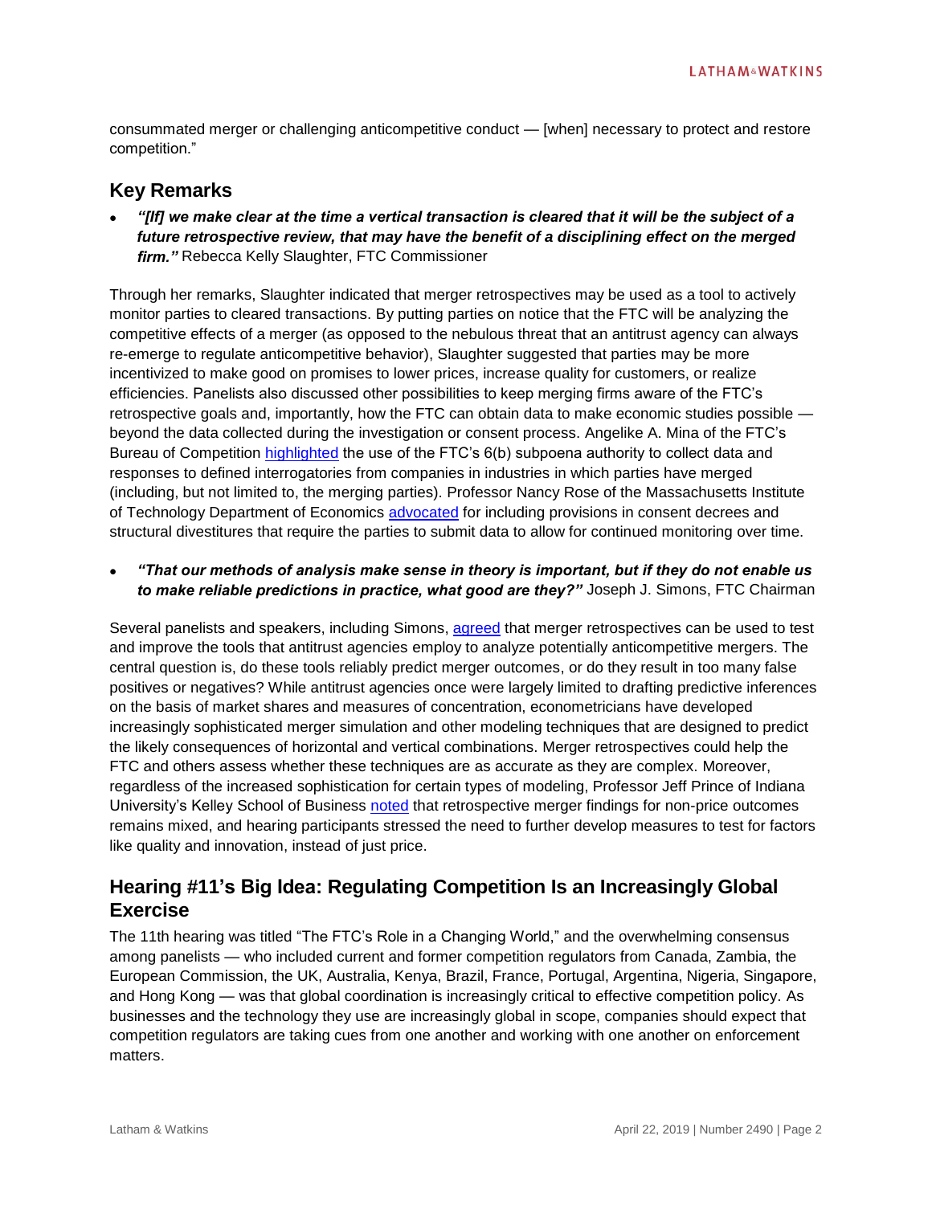consummated merger or challenging anticompetitive conduct — [when] necessary to protect and restore competition."

## Key Remarks

- ***"[If] we make clear at the time a vertical transaction is cleared that it will be the subject of a future retrospective review, that may have the benefit of a disciplining effect on the merged firm."*** Rebecca Kelly Slaughter, FTC Commissioner

Through her remarks, Slaughter indicated that merger retrospectives may be used as a tool to actively monitor parties to cleared transactions. By putting parties on notice that the FTC will be analyzing the competitive effects of a merger (as opposed to the nebulous threat that an antitrust agency can always re-emerge to regulate anticompetitive behavior), Slaughter suggested that parties may be more incentivized to make good on promises to lower prices, increase quality for customers, or realize efficiencies. Panelists also discussed other possibilities to keep merging firms aware of the FTC's retrospective goals and, importantly, how the FTC can obtain data to make economic studies possible — beyond the data collected during the investigation or consent process. Angelike A. Mina of the FTC's Bureau of Competition highlighted the use of the FTC's 6(b) subpoena authority to collect data and responses to defined interrogatories from companies in industries in which parties have merged (including, but not limited to, the merging parties). Professor Nancy Rose of the Massachusetts Institute of Technology Department of Economics advocated for including provisions in consent decrees and structural divestitures that require the parties to submit data to allow for continued monitoring over time.

- ***"That our methods of analysis make sense in theory is important, but if they do not enable us to make reliable predictions in practice, what good are they?"*** Joseph J. Simons, FTC Chairman

Several panelists and speakers, including Simons, agreed that merger retrospectives can be used to test and improve the tools that antitrust agencies employ to analyze potentially anticompetitive mergers. The central question is, do these tools reliably predict merger outcomes, or do they result in too many false positives or negatives? While antitrust agencies once were largely limited to drafting predictive inferences on the basis of market shares and measures of concentration, econometricians have developed increasingly sophisticated merger simulation and other modeling techniques that are designed to predict the likely consequences of horizontal and vertical combinations. Merger retrospectives could help the FTC and others assess whether these techniques are as accurate as they are complex. Moreover, regardless of the increased sophistication for certain types of modeling, Professor Jeff Prince of Indiana University's Kelley School of Business noted that retrospective merger findings for non-price outcomes remains mixed, and hearing participants stressed the need to further develop measures to test for factors like quality and innovation, instead of just price.

## Hearing #11's Big Idea: Regulating Competition Is an Increasingly Global Exercise

The 11th hearing was titled "The FTC's Role in a Changing World," and the overwhelming consensus among panelists — who included current and former competition regulators from Canada, Zambia, the European Commission, the UK, Australia, Kenya, Brazil, France, Portugal, Argentina, Nigeria, Singapore, and Hong Kong — was that global coordination is increasingly critical to effective competition policy. As businesses and the technology they use are increasingly global in scope, companies should expect that competition regulators are taking cues from one another and working with one another on enforcement matters.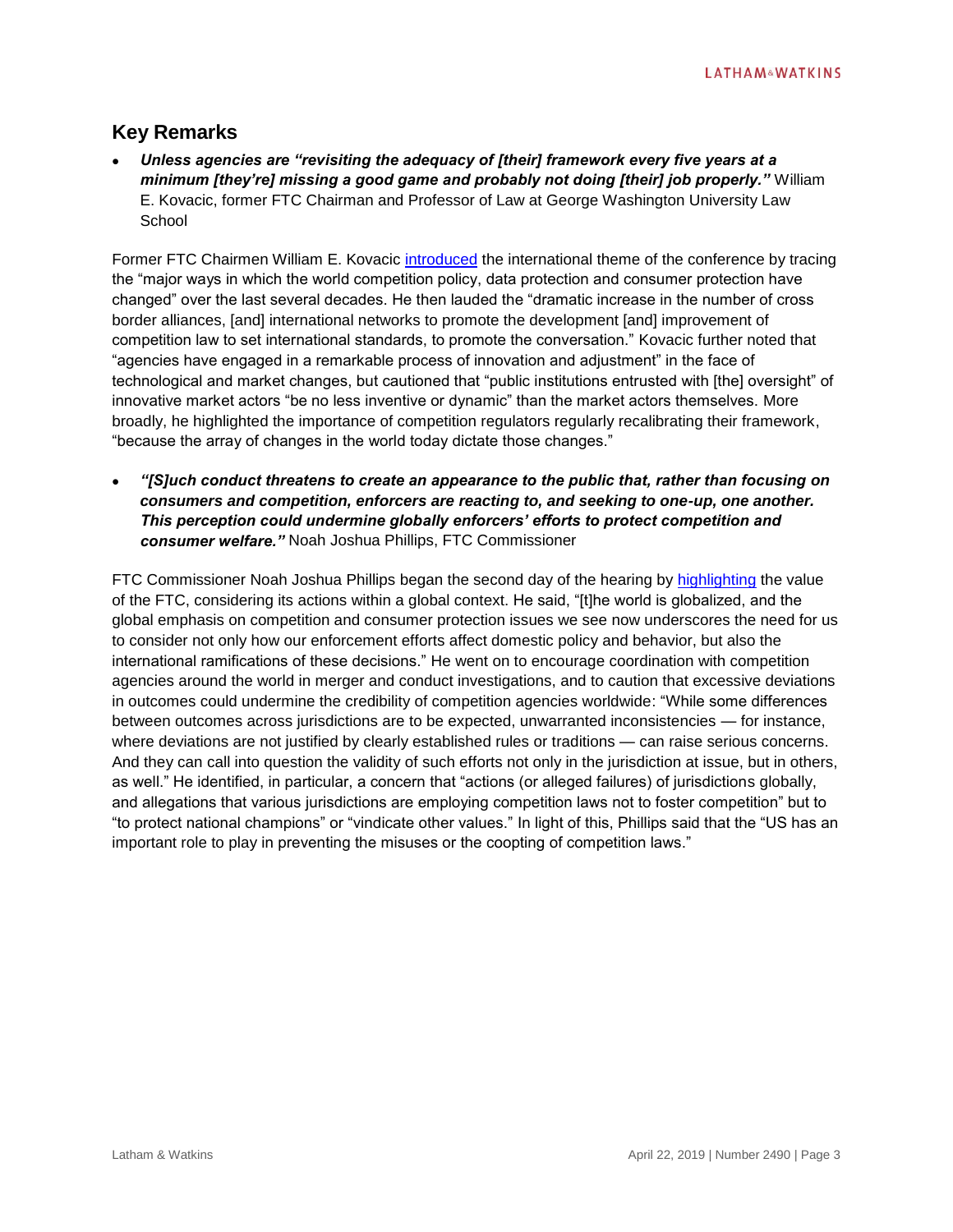## Key Remarks

- ***Unless agencies are "revisiting the adequacy of [their] framework every five years at a minimum [they're] missing a good game and probably not doing [their] job properly."*** William E. Kovacic, former FTC Chairman and Professor of Law at George Washington University Law School

Former FTC Chairmen William E. Kovacic introduced the international theme of the conference by tracing the "major ways in which the world competition policy, data protection and consumer protection have changed" over the last several decades. He then lauded the "dramatic increase in the number of cross border alliances, [and] international networks to promote the development [and] improvement of competition law to set international standards, to promote the conversation." Kovacic further noted that "agencies have engaged in a remarkable process of innovation and adjustment" in the face of technological and market changes, but cautioned that "public institutions entrusted with [the] oversight" of innovative market actors "be no less inventive or dynamic" than the market actors themselves. More broadly, he highlighted the importance of competition regulators regularly recalibrating their framework, "because the array of changes in the world today dictate those changes."

- ***"[S]uch conduct threatens to create an appearance to the public that, rather than focusing on consumers and competition, enforcers are reacting to, and seeking to one-up, one another. This perception could undermine globally enforcers' efforts to protect competition and consumer welfare."*** Noah Joshua Phillips, FTC Commissioner

FTC Commissioner Noah Joshua Phillips began the second day of the hearing by highlighting the value of the FTC, considering its actions within a global context. He said, "[t]he world is globalized, and the global emphasis on competition and consumer protection issues we see now underscores the need for us to consider not only how our enforcement efforts affect domestic policy and behavior, but also the international ramifications of these decisions." He went on to encourage coordination with competition agencies around the world in merger and conduct investigations, and to caution that excessive deviations in outcomes could undermine the credibility of competition agencies worldwide: "While some differences between outcomes across jurisdictions are to be expected, unwarranted inconsistencies — for instance, where deviations are not justified by clearly established rules or traditions — can raise serious concerns. And they can call into question the validity of such efforts not only in the jurisdiction at issue, but in others, as well." He identified, in particular, a concern that "actions (or alleged failures) of jurisdictions globally, and allegations that various jurisdictions are employing competition laws not to foster competition" but to "to protect national champions" or "vindicate other values." In light of this, Phillips said that the "US has an important role to play in preventing the misuses or the coopting of competition laws."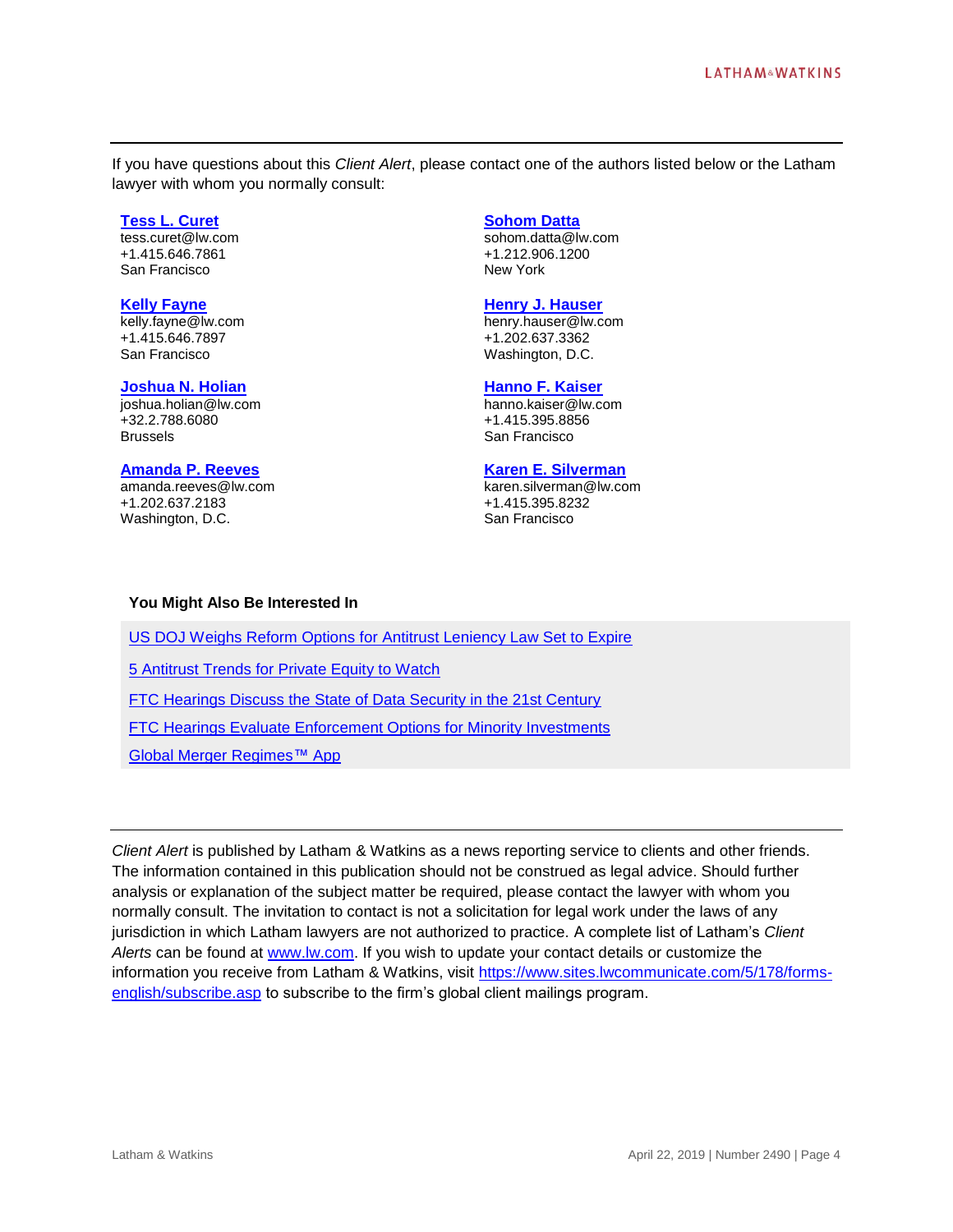If you have questions about this *Client Alert*, please contact one of the authors listed below or the Latham lawyer with whom you normally consult:

**Tess L. Curet**
tess.curet@lw.com
+1.415.646.7861
San Francisco

**Kelly Fayne**
kelly.fayne@lw.com
+1.415.646.7897
San Francisco

**Joshua N. Holian**
joshua.holian@lw.com
+32.2.788.6080
Brussels

**Amanda P. Reeves**
amanda.reeves@lw.com
+1.202.637.2183
Washington, D.C.

**Sohom Datta**
sohom.datta@lw.com
+1.212.906.1200
New York

**Henry J. Hauser**
henry.hauser@lw.com
+1.202.637.3362
Washington, D.C.

**Hanno F. Kaiser**
hanno.kaiser@lw.com
+1.415.395.8856
San Francisco

**Karen E. Silverman**
karen.silverman@lw.com
+1.415.395.8232
San Francisco

**You Might Also Be Interested In**

US DOJ Weighs Reform Options for Antitrust Leniency Law Set to Expire

5 Antitrust Trends for Private Equity to Watch

FTC Hearings Discuss the State of Data Security in the 21st Century

FTC Hearings Evaluate Enforcement Options for Minority Investments

Global Merger Regimes™ App

*Client Alert* is published by Latham & Watkins as a news reporting service to clients and other friends. The information contained in this publication should not be construed as legal advice. Should further analysis or explanation of the subject matter be required, please contact the lawyer with whom you normally consult. The invitation to contact is not a solicitation for legal work under the laws of any jurisdiction in which Latham lawyers are not authorized to practice. A complete list of Latham's *Client Alerts* can be found at www.lw.com. If you wish to update your contact details or customize the information you receive from Latham & Watkins, visit https://www.sites.lwcommunicate.com/5/178/forms-english/subscribe.asp to subscribe to the firm's global client mailings program.